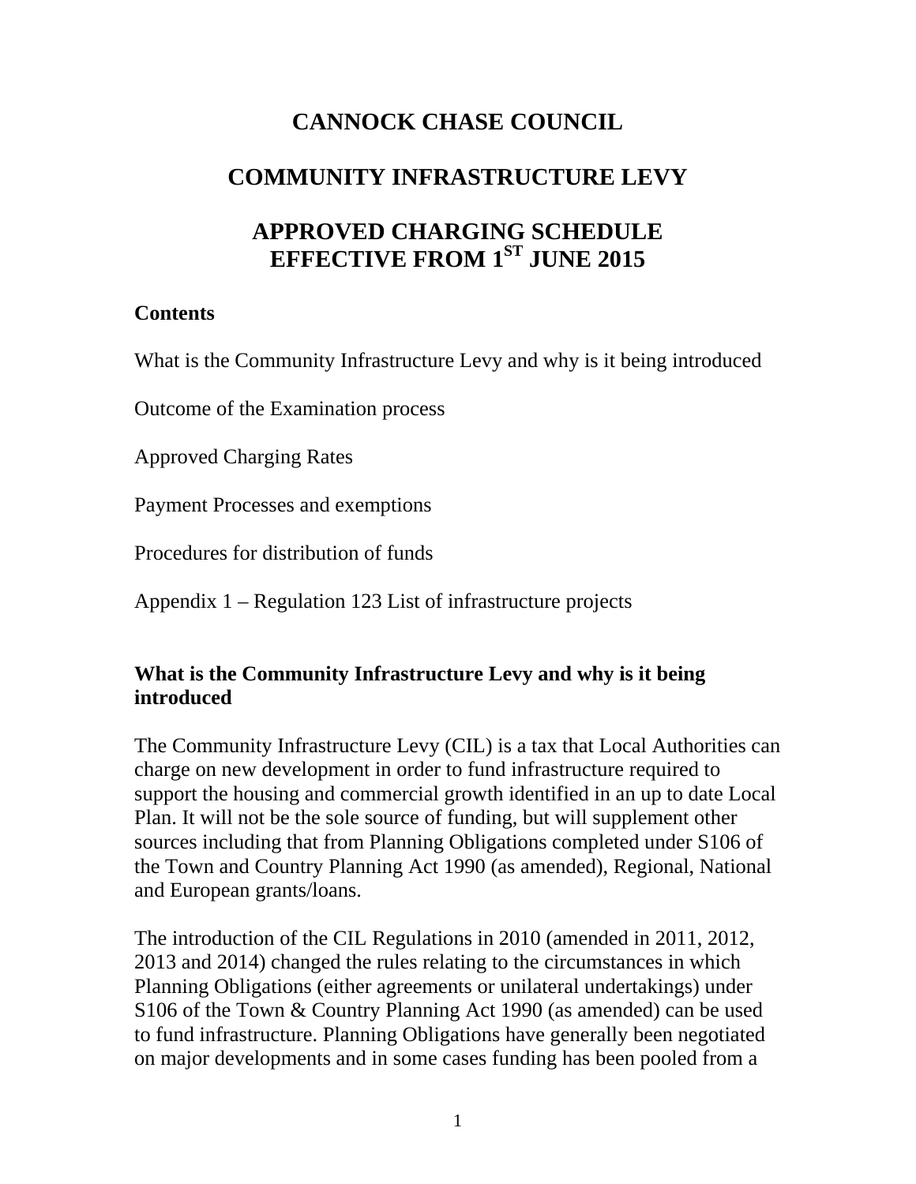# CANNOCK CHASE COUNCIL

# COMMUNITY INFRASTRUCTURE LEVY

# APPROVED CHARGING SCHEDULE EFFECTIVE FROM 1ST JUNE 2015

**Contents**

What is the Community Infrastructure Levy and why is it being introduced

Outcome of the Examination process

Approved Charging Rates

Payment Processes and exemptions

Procedures for distribution of funds

Appendix 1 – Regulation 123 List of infrastructure projects

## What is the Community Infrastructure Levy and why is it being introduced

The Community Infrastructure Levy (CIL) is a tax that Local Authorities can charge on new development in order to fund infrastructure required to support the housing and commercial growth identified in an up to date Local Plan. It will not be the sole source of funding, but will supplement other sources including that from Planning Obligations completed under S106 of the Town and Country Planning Act 1990 (as amended), Regional, National and European grants/loans.

The introduction of the CIL Regulations in 2010 (amended in 2011, 2012, 2013 and 2014) changed the rules relating to the circumstances in which Planning Obligations (either agreements or unilateral undertakings) under S106 of the Town & Country Planning Act 1990 (as amended) can be used to fund infrastructure. Planning Obligations have generally been negotiated on major developments and in some cases funding has been pooled from a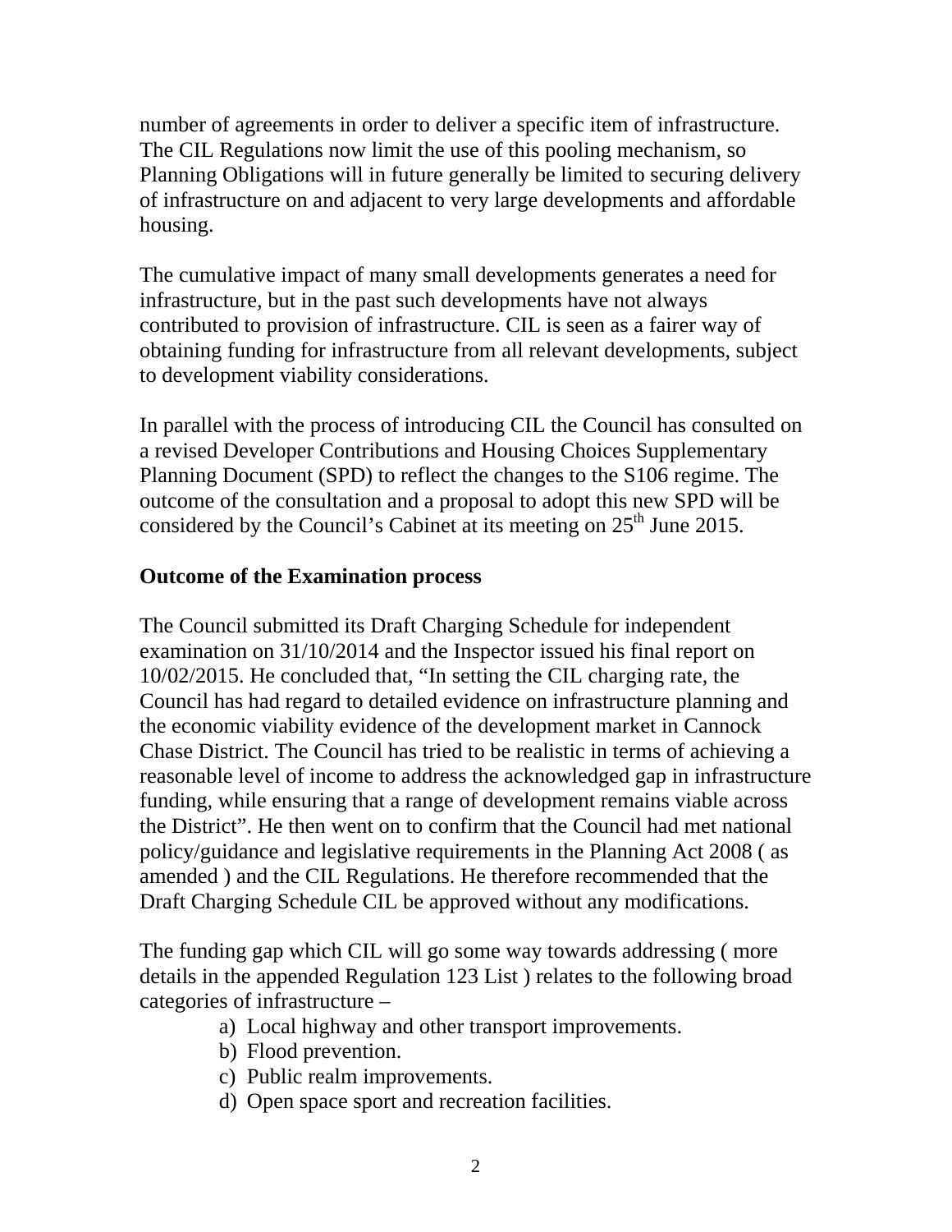number of agreements in order to deliver a specific item of infrastructure. The CIL Regulations now limit the use of this pooling mechanism, so Planning Obligations will in future generally be limited to securing delivery of infrastructure on and adjacent to very large developments and affordable housing.

The cumulative impact of many small developments generates a need for infrastructure, but in the past such developments have not always contributed to provision of infrastructure. CIL is seen as a fairer way of obtaining funding for infrastructure from all relevant developments, subject to development viability considerations.

In parallel with the process of introducing CIL the Council has consulted on a revised Developer Contributions and Housing Choices Supplementary Planning Document (SPD) to reflect the changes to the S106 regime. The outcome of the consultation and a proposal to adopt this new SPD will be considered by the Council's Cabinet at its meeting on 25th June 2015.

**Outcome of the Examination process**

The Council submitted its Draft Charging Schedule for independent examination on 31/10/2014 and the Inspector issued his final report on 10/02/2015. He concluded that, "In setting the CIL charging rate, the Council has had regard to detailed evidence on infrastructure planning and the economic viability evidence of the development market in Cannock Chase District. The Council has tried to be realistic in terms of achieving a reasonable level of income to address the acknowledged gap in infrastructure funding, while ensuring that a range of development remains viable across the District". He then went on to confirm that the Council had met national policy/guidance and legislative requirements in the Planning Act 2008 ( as amended ) and the CIL Regulations. He therefore recommended that the Draft Charging Schedule CIL be approved without any modifications.

The funding gap which CIL will go some way towards addressing ( more details in the appended Regulation 123 List ) relates to the following broad categories of infrastructure –

a) Local highway and other transport improvements.
b) Flood prevention.
c) Public realm improvements.
d) Open space sport and recreation facilities.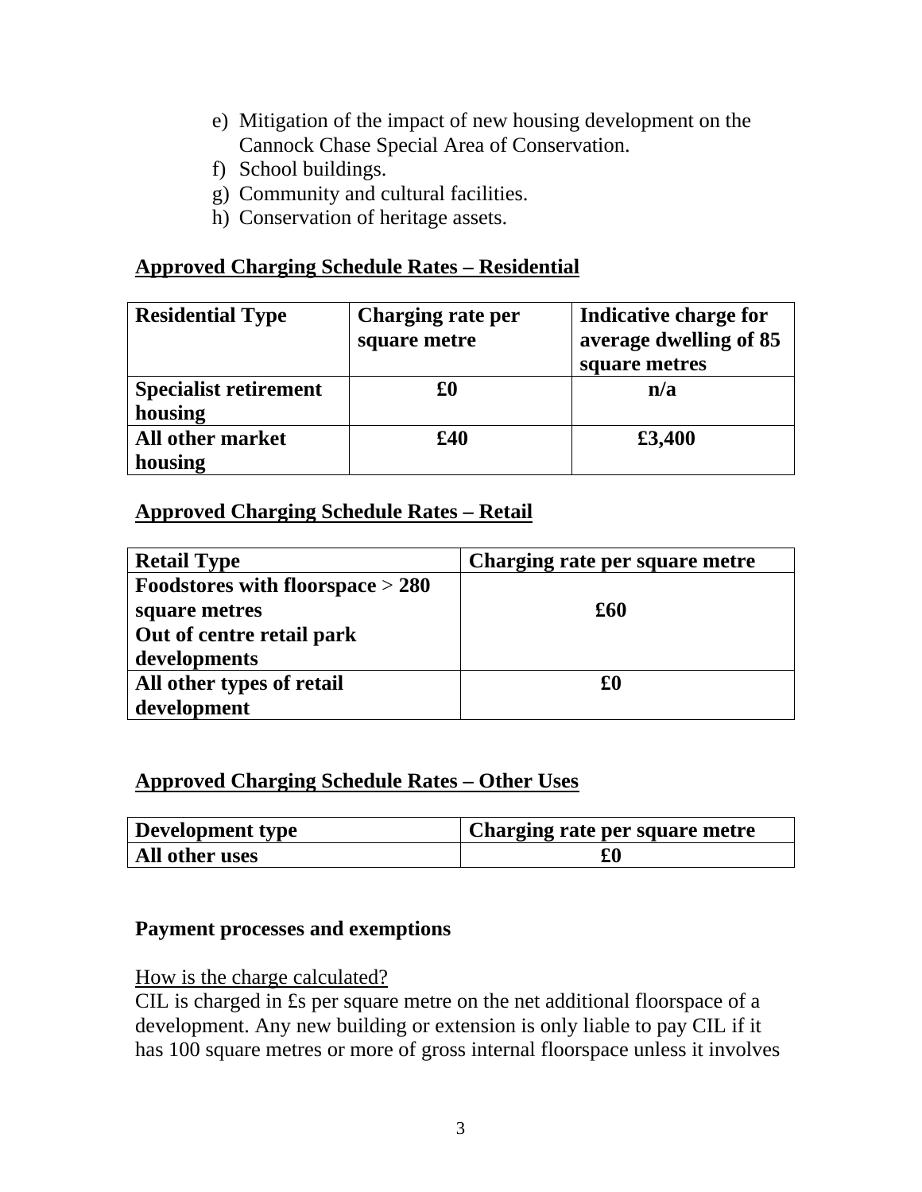e) Mitigation of the impact of new housing development on the Cannock Chase Special Area of Conservation.
f) School buildings.
g) Community and cultural facilities.
h) Conservation of heritage assets.

**Approved Charging Schedule Rates – Residential**

| Residential Type | Charging rate per square metre | Indicative charge for average dwelling of 85 square metres |
|---|---|---|
| **Specialist retirement housing** | **£0** | **n/a** |
| **All other market housing** | **£40** | **£3,400** |

**Approved Charging Schedule Rates – Retail**

| Retail Type | Charging rate per square metre |
|---|---|
| **Foodstores with floorspace > 280 square metres** **Out of centre retail park developments** | **£60** |
| **All other types of retail development** | **£0** |

**Approved Charging Schedule Rates – Other Uses**

| Development type | Charging rate per square metre |
|---|---|
| **All other uses** | **£0** |

**Payment processes and exemptions**

How is the charge calculated?
CIL is charged in £s per square metre on the net additional floorspace of a development. Any new building or extension is only liable to pay CIL if it has 100 square metres or more of gross internal floorspace unless it involves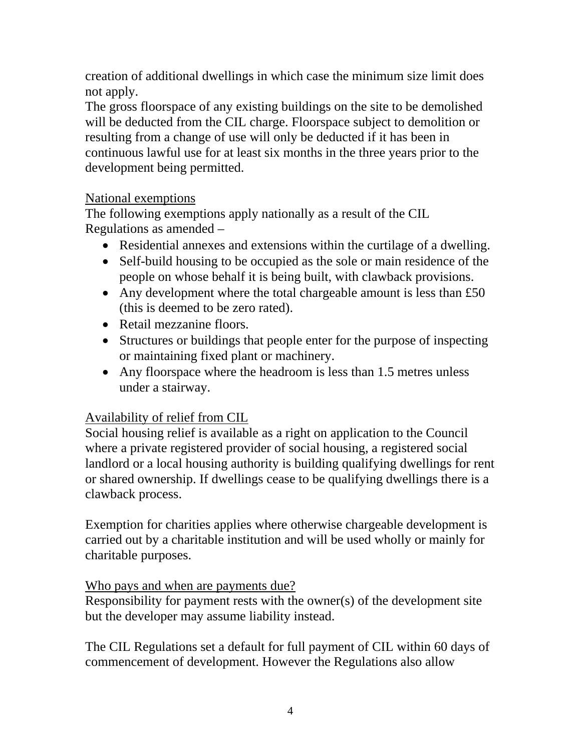creation of additional dwellings in which case the minimum size limit does not apply.
The gross floorspace of any existing buildings on the site to be demolished will be deducted from the CIL charge. Floorspace subject to demolition or resulting from a change of use will only be deducted if it has been in continuous lawful use for at least six months in the three years prior to the development being permitted.

National exemptions

The following exemptions apply nationally as a result of the CIL Regulations as amended –

- Residential annexes and extensions within the curtilage of a dwelling.
- Self-build housing to be occupied as the sole or main residence of the people on whose behalf it is being built, with clawback provisions.
- Any development where the total chargeable amount is less than £50 (this is deemed to be zero rated).
- Retail mezzanine floors.
- Structures or buildings that people enter for the purpose of inspecting or maintaining fixed plant or machinery.
- Any floorspace where the headroom is less than 1.5 metres unless under a stairway.

Availability of relief from CIL

Social housing relief is available as a right on application to the Council where a private registered provider of social housing, a registered social landlord or a local housing authority is building qualifying dwellings for rent or shared ownership. If dwellings cease to be qualifying dwellings there is a clawback process.

Exemption for charities applies where otherwise chargeable development is carried out by a charitable institution and will be used wholly or mainly for charitable purposes.

Who pays and when are payments due?

Responsibility for payment rests with the owner(s) of the development site but the developer may assume liability instead.

The CIL Regulations set a default for full payment of CIL within 60 days of commencement of development. However the Regulations also allow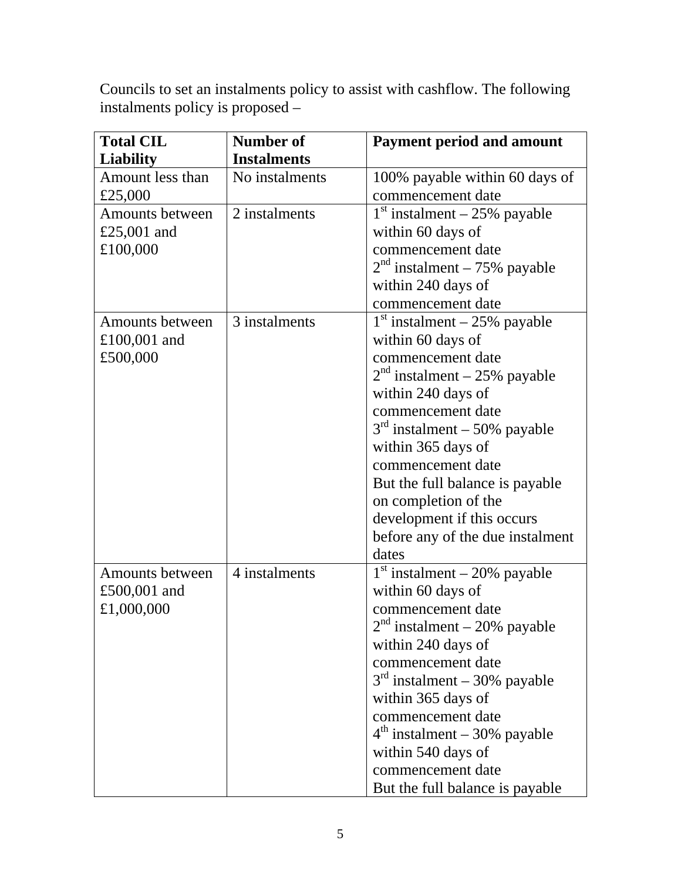Councils to set an instalments policy to assist with cashflow. The following instalments policy is proposed –

| Total CIL Liability | Number of Instalments | Payment period and amount |
|---|---|---|
| Amount less than £25,000 | No instalments | 100% payable within 60 days of commencement date |
| Amounts between £25,001 and £100,000 | 2 instalments | 1st instalment – 25% payable within 60 days of commencement date<br>2nd instalment – 75% payable within 240 days of commencement date |
| Amounts between £100,001 and £500,000 | 3 instalments | 1st instalment – 25% payable within 60 days of commencement date<br>2nd instalment – 25% payable within 240 days of commencement date<br>3rd instalment – 50% payable within 365 days of commencement date<br>But the full balance is payable on completion of the development if this occurs before any of the due instalment dates |
| Amounts between £500,001 and £1,000,000 | 4 instalments | 1st instalment – 20% payable within 60 days of commencement date<br>2nd instalment – 20% payable within 240 days of commencement date<br>3rd instalment – 30% payable within 365 days of commencement date<br>4th instalment – 30% payable within 540 days of commencement date<br>But the full balance is payable |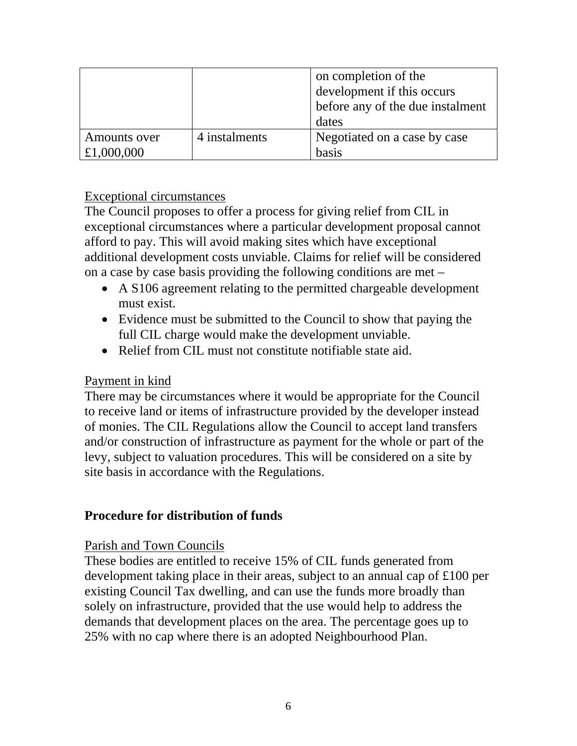| | | |
|---|---|---|
| | | on completion of the development if this occurs before any of the due instalment dates |
| Amounts over £1,000,000 | 4 instalments | Negotiated on a case by case basis |

Exceptional circumstances

The Council proposes to offer a process for giving relief from CIL in exceptional circumstances where a particular development proposal cannot afford to pay. This will avoid making sites which have exceptional additional development costs unviable. Claims for relief will be considered on a case by case basis providing the following conditions are met –

- A S106 agreement relating to the permitted chargeable development must exist.
- Evidence must be submitted to the Council to show that paying the full CIL charge would make the development unviable.
- Relief from CIL must not constitute notifiable state aid.

Payment in kind

There may be circumstances where it would be appropriate for the Council to receive land or items of infrastructure provided by the developer instead of monies. The CIL Regulations allow the Council to accept land transfers and/or construction of infrastructure as payment for the whole or part of the levy, subject to valuation procedures. This will be considered on a site by site basis in accordance with the Regulations.

**Procedure for distribution of funds**

Parish and Town Councils

These bodies are entitled to receive 15% of CIL funds generated from development taking place in their areas, subject to an annual cap of £100 per existing Council Tax dwelling, and can use the funds more broadly than solely on infrastructure, provided that the use would help to address the demands that development places on the area. The percentage goes up to 25% with no cap where there is an adopted Neighbourhood Plan.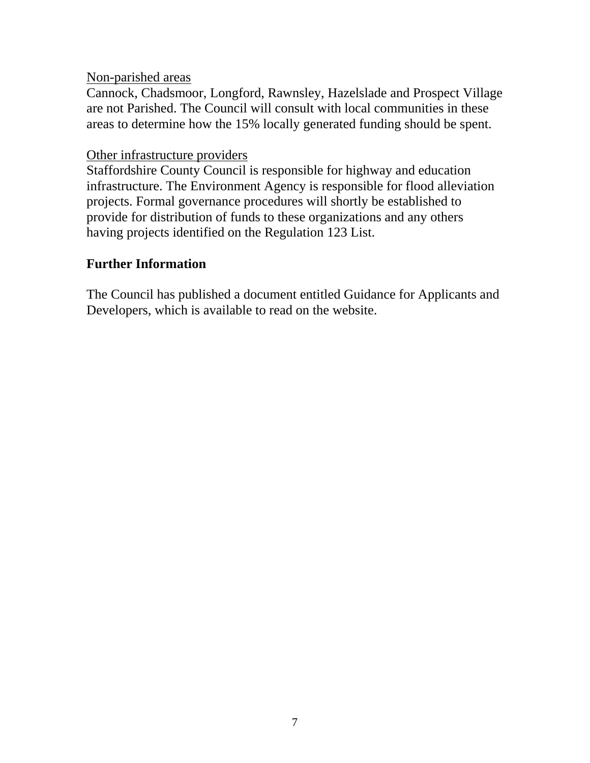<u>Non-parished areas</u>

Cannock, Chadsmoor, Longford, Rawnsley, Hazelslade and Prospect Village are not Parished. The Council will consult with local communities in these areas to determine how the 15% locally generated funding should be spent.

<u>Other infrastructure providers</u>

Staffordshire County Council is responsible for highway and education infrastructure. The Environment Agency is responsible for flood alleviation projects. Formal governance procedures will shortly be established to provide for distribution of funds to these organizations and any others having projects identified on the Regulation 123 List.

## Further Information

The Council has published a document entitled Guidance for Applicants and Developers, which is available to read on the website.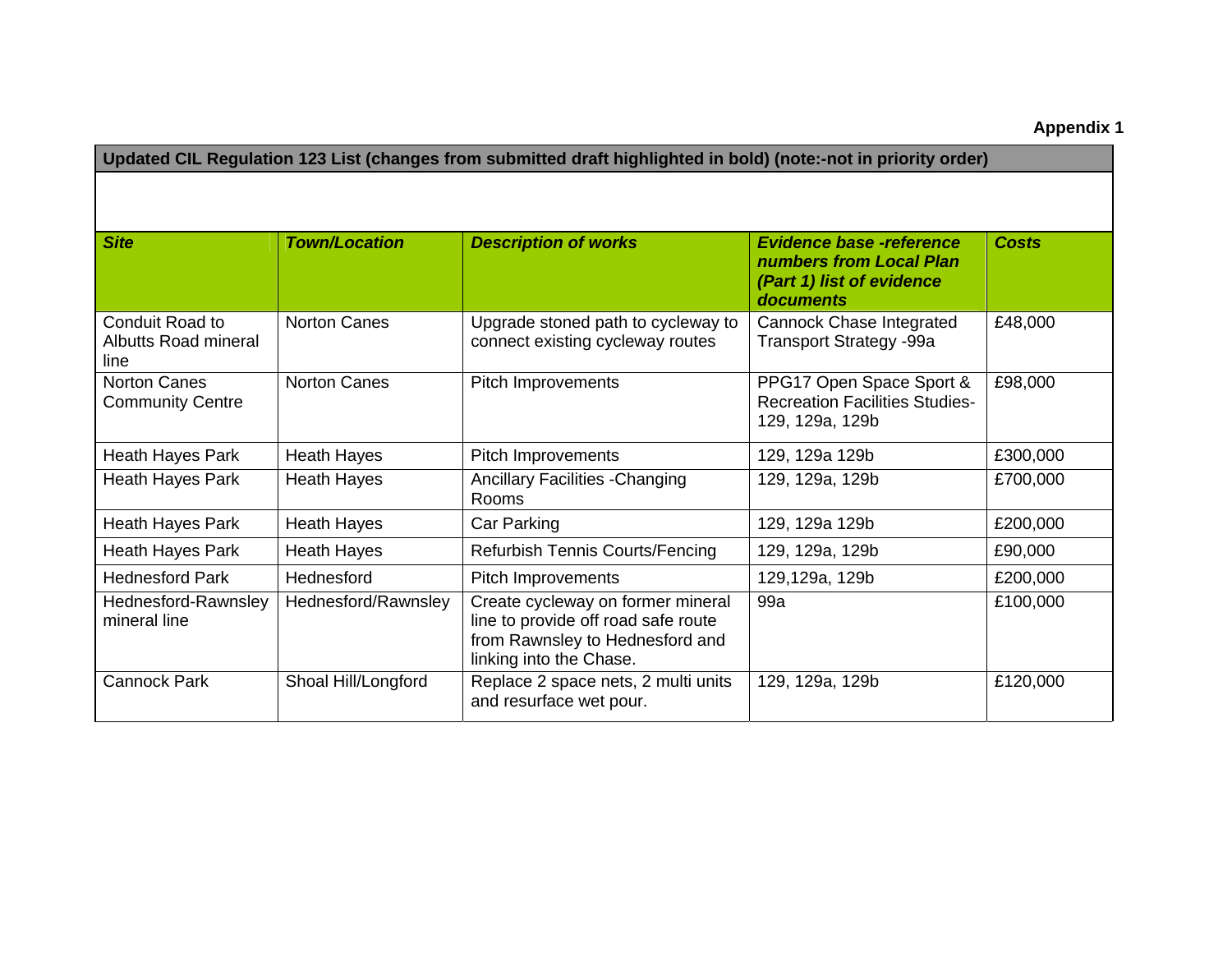**Appendix 1**

**Updated CIL Regulation 123 List (changes from submitted draft highlighted in bold) (note:-not in priority order)**

| ***Site*** | ***Town/Location*** | ***Description of works*** | ***Evidence base -reference numbers from Local Plan (Part 1) list of evidence documents*** | ***Costs*** |
|---|---|---|---|---|
| Conduit Road to Albutts Road mineral line | Norton Canes | Upgrade stoned path to cycleway to connect existing cycleway routes | Cannock Chase Integrated Transport Strategy -99a | £48,000 |
| Norton Canes Community Centre | Norton Canes | Pitch Improvements | PPG17 Open Space Sport & Recreation Facilities Studies- 129, 129a, 129b | £98,000 |
| Heath Hayes Park | Heath Hayes | Pitch Improvements | 129, 129a 129b | £300,000 |
| Heath Hayes Park | Heath Hayes | Ancillary Facilities -Changing Rooms | 129, 129a, 129b | £700,000 |
| Heath Hayes Park | Heath Hayes | Car Parking | 129, 129a 129b | £200,000 |
| Heath Hayes Park | Heath Hayes | Refurbish Tennis Courts/Fencing | 129, 129a, 129b | £90,000 |
| Hednesford Park | Hednesford | Pitch Improvements | 129,129a, 129b | £200,000 |
| Hednesford-Rawnsley mineral line | Hednesford/Rawnsley | Create cycleway on former mineral line to provide off road safe route from Rawnsley to Hednesford and linking into the Chase. | 99a | £100,000 |
| Cannock Park | Shoal Hill/Longford | Replace 2 space nets, 2 multi units and resurface wet pour. | 129, 129a, 129b | £120,000 |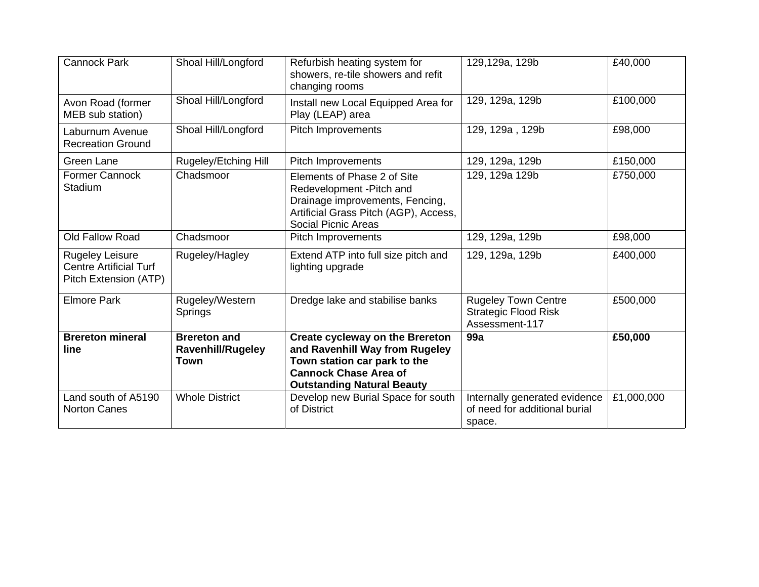| Cannock Park | Shoal Hill/Longford | Refurbish heating system for showers, re-tile showers and refit changing rooms | 129,129a, 129b | £40,000 |
|---|---|---|---|---|
| Avon Road (former MEB sub station) | Shoal Hill/Longford | Install new Local Equipped Area for Play (LEAP) area | 129, 129a, 129b | £100,000 |
| Laburnum Avenue Recreation Ground | Shoal Hill/Longford | Pitch Improvements | 129, 129a , 129b | £98,000 |
| Green Lane | Rugeley/Etching Hill | Pitch Improvements | 129, 129a, 129b | £150,000 |
| Former Cannock Stadium | Chadsmoor | Elements of Phase 2 of Site Redevelopment -Pitch and Drainage improvements, Fencing, Artificial Grass Pitch (AGP), Access, Social Picnic Areas | 129, 129a 129b | £750,000 |
| Old Fallow Road | Chadsmoor | Pitch Improvements | 129, 129a, 129b | £98,000 |
| Rugeley Leisure Centre Artificial Turf Pitch Extension (ATP) | Rugeley/Hagley | Extend ATP into full size pitch and lighting upgrade | 129, 129a, 129b | £400,000 |
| Elmore Park | Rugeley/Western Springs | Dredge lake and stabilise banks | Rugeley Town Centre Strategic Flood Risk Assessment-117 | £500,000 |
| **Brereton mineral line** | **Brereton and Ravenhill/Rugeley Town** | **Create cycleway on the Brereton and Ravenhill Way from Rugeley Town station car park to the Cannock Chase Area of Outstanding Natural Beauty** | **99a** | **£50,000** |
| Land south of A5190 Norton Canes | Whole District | Develop new Burial Space for south of District | Internally generated evidence of need for additional burial space. | £1,000,000 |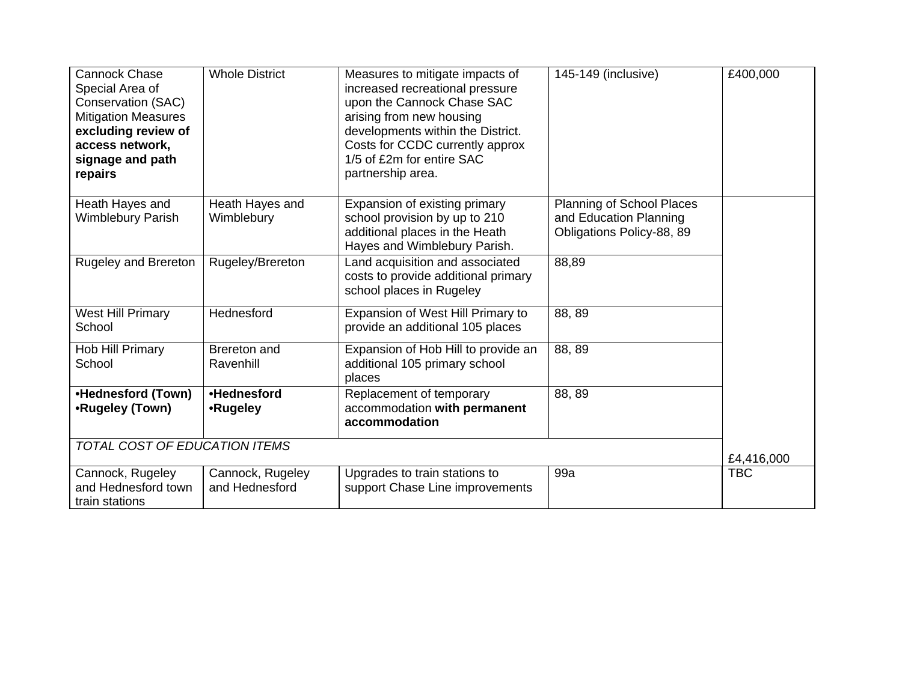| | | | | |
|---|---|---|---|---|
| Cannock Chase Special Area of Conservation (SAC) Mitigation Measures **excluding review of access network, signage and path repairs** | Whole District | Measures to mitigate impacts of increased recreational pressure upon the Cannock Chase SAC arising from new housing developments within the District. Costs for CCDC currently approx 1/5 of £2m for entire SAC partnership area. | 145-149 (inclusive) | £400,000 |
| Heath Hayes and Wimblebury Parish | Heath Hayes and Wimblebury | Expansion of existing primary school provision by up to 210 additional places in the Heath Hayes and Wimblebury Parish. | Planning of School Places and Education Planning Obligations Policy-88, 89 | |
| Rugeley and Brereton | Rugeley/Brereton | Land acquisition and associated costs to provide additional primary school places in Rugeley | 88,89 | |
| West Hill Primary School | Hednesford | Expansion of West Hill Primary to provide an additional 105 places | 88, 89 | |
| Hob Hill Primary School | Brereton and Ravenhill | Expansion of Hob Hill to provide an additional 105 primary school places | 88, 89 | |
| **•Hednesford (Town) •Rugeley (Town)** | **•Hednesford •Rugeley** | Replacement of temporary accommodation **with permanent accommodation** | 88, 89 | |
| *TOTAL COST OF EDUCATION ITEMS* | | | | £4,416,000 |
| Cannock, Rugeley and Hednesford town train stations | Cannock, Rugeley and Hednesford | Upgrades to train stations to support Chase Line improvements | 99a | TBC |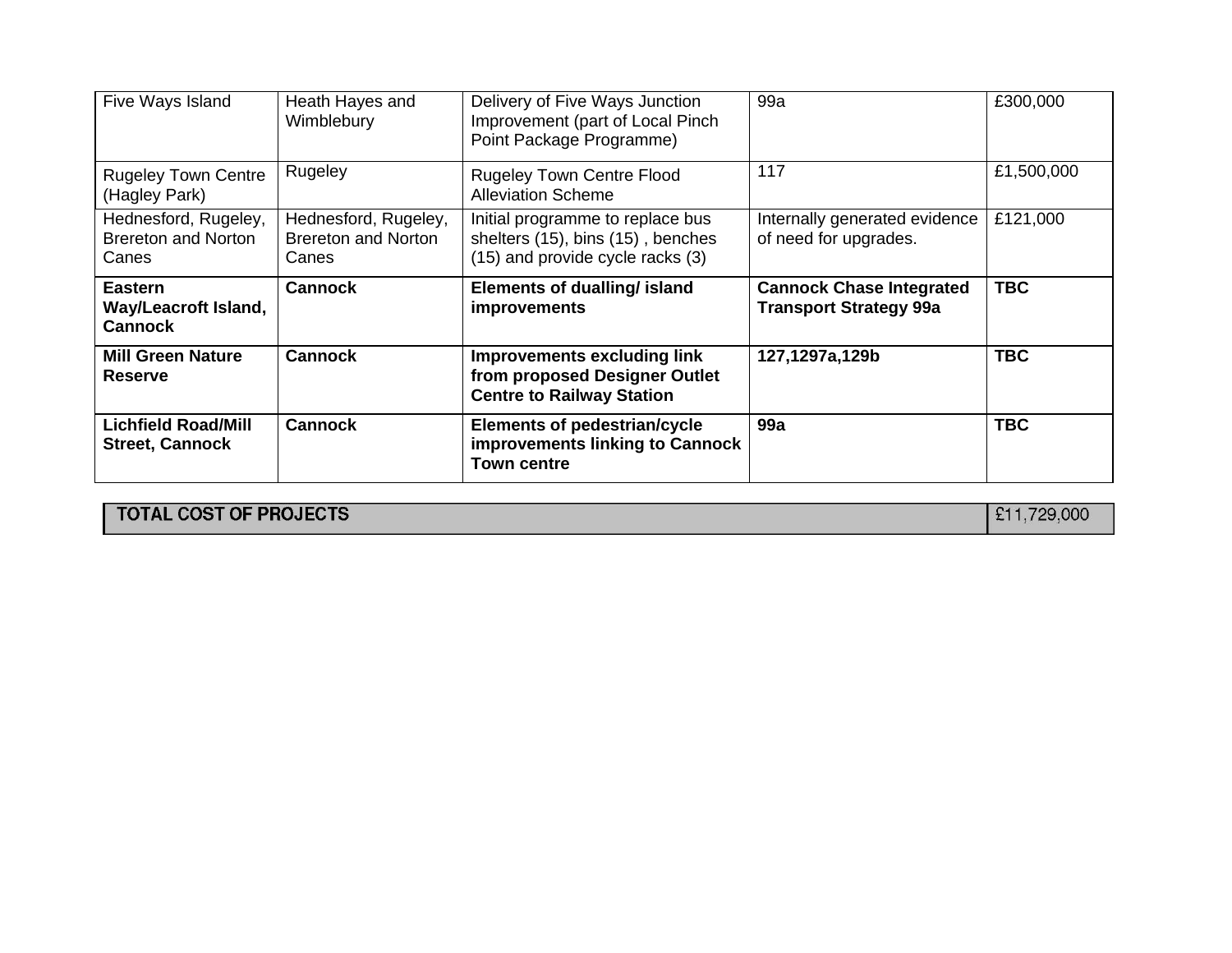| | | | | |
|---|---|---|---|---|
| Five Ways Island | Heath Hayes and Wimblebury | Delivery of Five Ways Junction Improvement (part of Local Pinch Point Package Programme) | 99a | £300,000 |
| Rugeley Town Centre (Hagley Park) | Rugeley | Rugeley Town Centre Flood Alleviation Scheme | 117 | £1,500,000 |
| Hednesford, Rugeley, Brereton and Norton Canes | Hednesford, Rugeley, Brereton and Norton Canes | Initial programme to replace bus shelters (15), bins (15) , benches (15) and provide cycle racks (3) | Internally generated evidence of need for upgrades. | £121,000 |
| **Eastern Way/Leacroft Island, Cannock** | **Cannock** | **Elements of dualling/ island improvements** | **Cannock Chase Integrated Transport Strategy 99a** | **TBC** |
| **Mill Green Nature Reserve** | **Cannock** | **Improvements excluding link from proposed Designer Outlet Centre to Railway Station** | **127,1297a,129b** | **TBC** |
| **Lichfield Road/Mill Street, Cannock** | **Cannock** | **Elements of pedestrian/cycle improvements linking to Cannock Town centre** | **99a** | **TBC** |

| | |
|---|---|
| **TOTAL COST OF PROJECTS** | £11,729,000 |